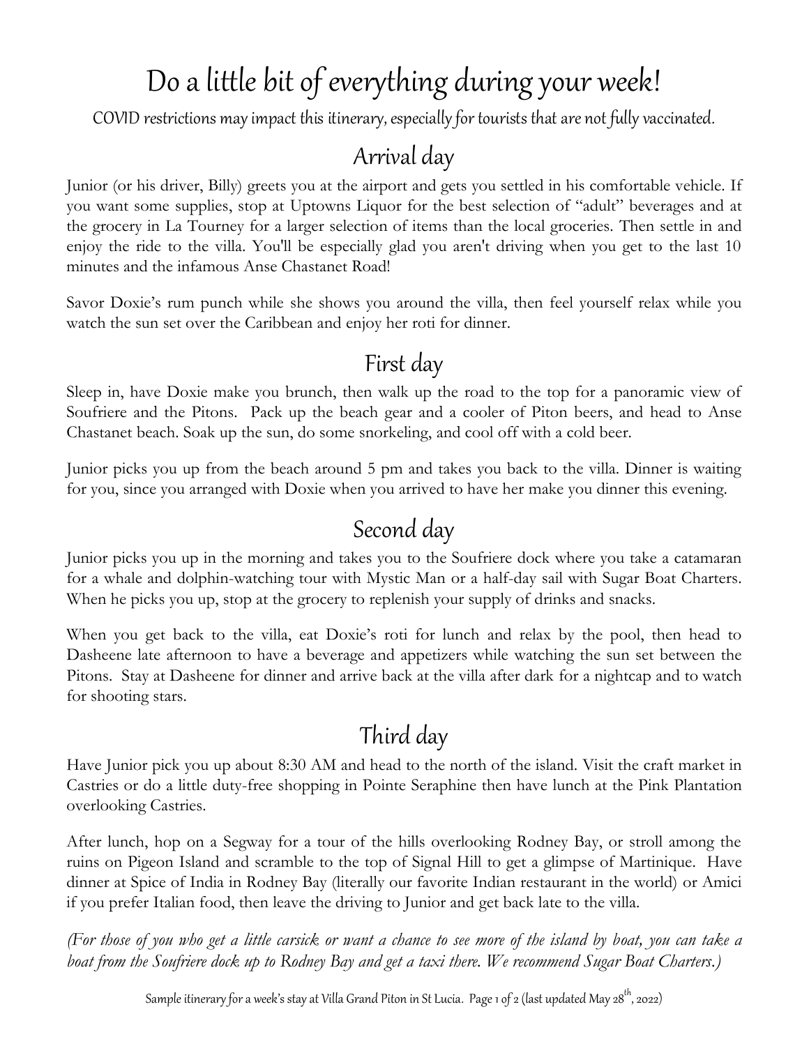# Do a little bit of everything during your week!

COVID restrictions may impact this itinerary, especially for tourists that are not fully vaccinated.

## Arrival day

Junior (or his driver, Billy) greets you at the airport and gets you settled in his comfortable vehicle. If you want some supplies, stop at Uptowns Liquor for the best selection of "adult" beverages and at the grocery in La Tourney for a larger selection of items than the local groceries. Then settle in and enjoy the ride to the villa. You'll be especially glad you aren't driving when you get to the last 10 minutes and the infamous Anse Chastanet Road!

Savor Doxie's rum punch while she shows you around the villa, then feel yourself relax while you watch the sun set over the Caribbean and enjoy her roti for dinner.

## First day

Sleep in, have Doxie make you brunch, then walk up the road to the top for a panoramic view of Soufriere and the Pitons. Pack up the beach gear and a cooler of Piton beers, and head to Anse Chastanet beach. Soak up the sun, do some snorkeling, and cool off with a cold beer.

Junior picks you up from the beach around 5 pm and takes you back to the villa. Dinner is waiting for you, since you arranged with Doxie when you arrived to have her make you dinner this evening.

## Second day

Junior picks you up in the morning and takes you to the Soufriere dock where you take a catamaran for a whale and dolphin-watching tour with Mystic Man or a half-day sail with Sugar Boat Charters. When he picks you up, stop at the grocery to replenish your supply of drinks and snacks.

When you get back to the villa, eat Doxie's roti for lunch and relax by the pool, then head to Dasheene late afternoon to have a beverage and appetizers while watching the sun set between the Pitons. Stay at Dasheene for dinner and arrive back at the villa after dark for a nightcap and to watch for shooting stars.

## Third day

Have Junior pick you up about 8:30 AM and head to the north of the island. Visit the craft market in Castries or do a little duty-free shopping in Pointe Seraphine then have lunch at the Pink Plantation overlooking Castries.

After lunch, hop on a Segway for a tour of the hills overlooking Rodney Bay, or stroll among the ruins on Pigeon Island and scramble to the top of Signal Hill to get a glimpse of Martinique. Have dinner at Spice of India in Rodney Bay (literally our favorite Indian restaurant in the world) or Amici if you prefer Italian food, then leave the driving to Junior and get back late to the villa.

*(For those of you who get a little carsick or want a chance to see more of the island by boat, you can take a boat from the Soufriere dock up to Rodney Bay and get a taxi there. We recommend Sugar Boat Charters.)*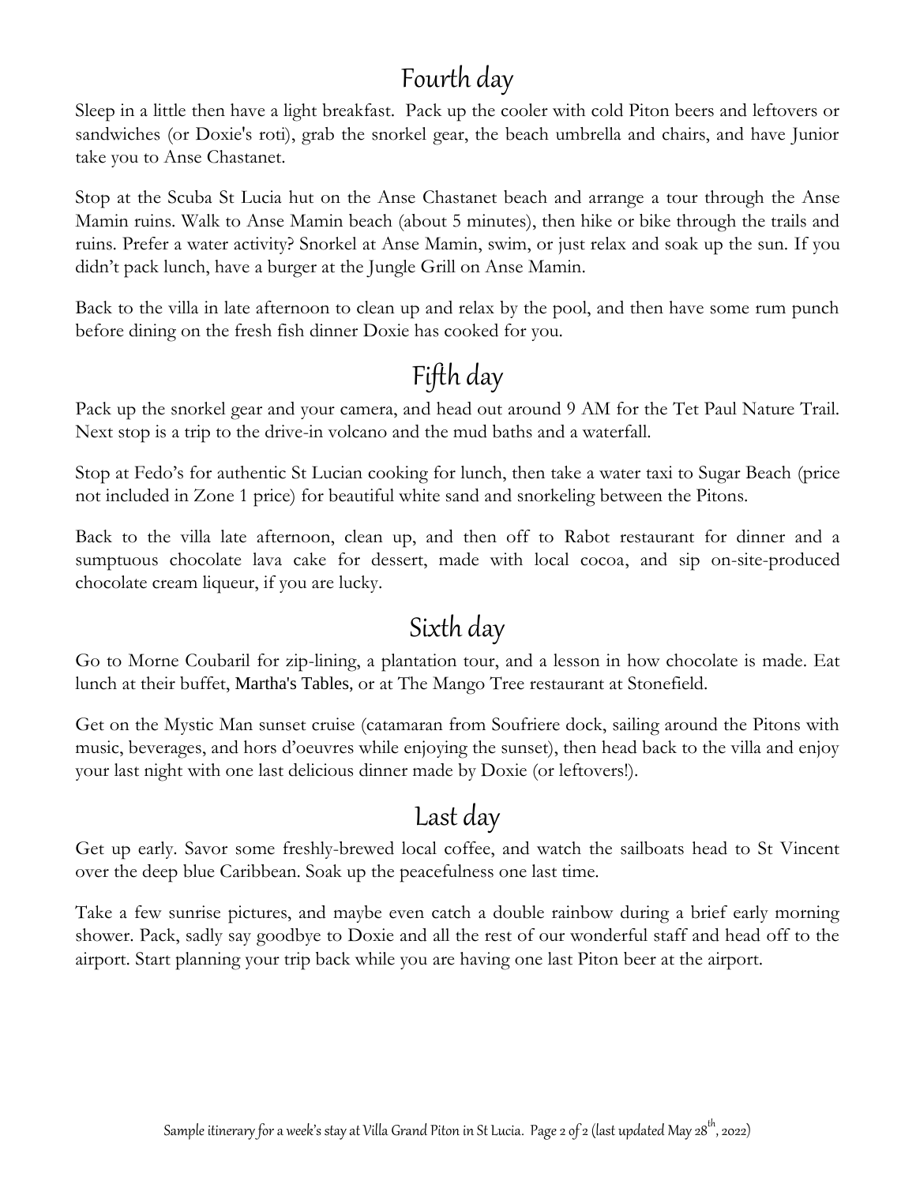## Fourth day

Sleep in a little then have a light breakfast. Pack up the cooler with cold Piton beers and leftovers or sandwiches (or Doxie's roti), grab the snorkel gear, the beach umbrella and chairs, and have Junior take you to Anse Chastanet.

Stop at the Scuba St Lucia hut on the Anse Chastanet beach and arrange a tour through the Anse Mamin ruins. Walk to Anse Mamin beach (about 5 minutes), then hike or bike through the trails and ruins. Prefer a water activity? Snorkel at Anse Mamin, swim, or just relax and soak up the sun. If you didn't pack lunch, have a burger at the Jungle Grill on Anse Mamin.

Back to the villa in late afternoon to clean up and relax by the pool, and then have some rum punch before dining on the fresh fish dinner Doxie has cooked for you.

## Fifth day

Pack up the snorkel gear and your camera, and head out around 9 AM for the Tet Paul Nature Trail. Next stop is a trip to the drive-in volcano and the mud baths and a waterfall.

Stop at Fedo's for authentic St Lucian cooking for lunch, then take a water taxi to Sugar Beach (price not included in Zone 1 price) for beautiful white sand and snorkeling between the Pitons.

Back to the villa late afternoon, clean up, and then off to Rabot restaurant for dinner and a sumptuous chocolate lava cake for dessert, made with local cocoa, and sip on-site-produced chocolate cream liqueur, if you are lucky.

## Sixth day

Go to Morne Coubaril for zip-lining, a plantation tour, and a lesson in how chocolate is made. Eat lunch at their buffet, Martha's Tables, or at The Mango Tree restaurant at Stonefield.

Get on the Mystic Man sunset cruise (catamaran from Soufriere dock, sailing around the Pitons with music, beverages, and hors d'oeuvres while enjoying the sunset), then head back to the villa and enjoy your last night with one last delicious dinner made by Doxie (or leftovers!).

## Last day

Get up early. Savor some freshly-brewed local coffee, and watch the sailboats head to St Vincent over the deep blue Caribbean. Soak up the peacefulness one last time.

Take a few sunrise pictures, and maybe even catch a double rainbow during a brief early morning shower. Pack, sadly say goodbye to Doxie and all the rest of our wonderful staff and head off to the airport. Start planning your trip back while you are having one last Piton beer at the airport.